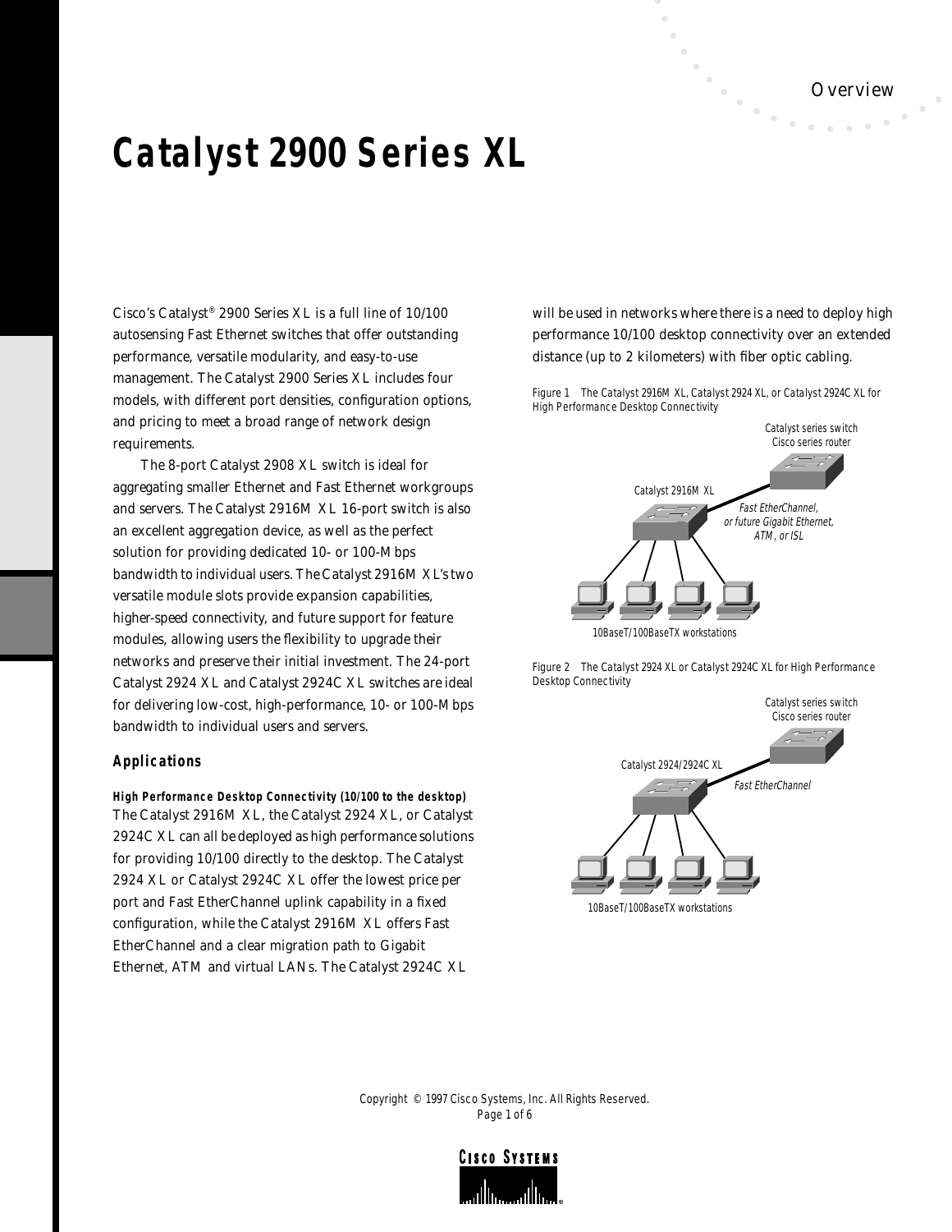# Catalyst 2900 Series XL

Cisco's Catalyst® 2900 Series XL is a full line of 10/100 autosensing Fast Ethernet switches that offer outstanding performance, versatile modularity, and easy-to-use management. The Catalyst 2900 Series XL includes four models, with different port densities, configuration options, and pricing to meet a broad range of network design requirements.

The 8-port Catalyst 2908 XL switch is ideal for aggregating smaller Ethernet and Fast Ethernet workgroups and servers. The Catalyst 2916M XL 16-port switch is also an excellent aggregation device, as well as the perfect solution for providing dedicated 10- or 100-Mbps bandwidth to individual users. The Catalyst 2916M XL's two versatile module slots provide expansion capabilities, higher-speed connectivity, and future support for feature modules, allowing users the flexibility to upgrade their networks and preserve their initial investment. The 24-port Catalyst 2924 XL and Catalyst 2924C XL switches are ideal for delivering low-cost, high-performance, 10- or 100-Mbps bandwidth to individual users and servers.

## Applications

### High Performance Desktop Connectivity (10/100 to the desktop)

The Catalyst 2916M XL, the Catalyst 2924 XL, or Catalyst 2924C XL can all be deployed as high performance solutions for providing 10/100 directly to the desktop. The Catalyst 2924 XL or Catalyst 2924C XL offer the lowest price per port and Fast EtherChannel uplink capability in a fixed configuration, while the Catalyst 2916M XL offers Fast EtherChannel and a clear migration path to Gigabit Ethernet, ATM and virtual LANs. The Catalyst 2924C XL will be used in networks where there is a need to deploy high performance 10/100 desktop connectivity over an extended distance (up to 2 kilometers) with fiber optic cabling.

Figure 1 The Catalyst 2916M XL, Catalyst 2924 XL, or Catalyst 2924C XL for High Performance Desktop Connectivity

Catalyst series switch
Cisco series router

Catalyst 2916M XL

*Fast EtherChannel, or future Gigabit Ethernet, ATM, or ISL*

10BaseT/100BaseTX workstations

Figure 2 The Catalyst 2924 XL or Catalyst 2924C XL for High Performance Desktop Connectivity

Catalyst series switch
Cisco series router

Catalyst 2924/2924C XL

*Fast EtherChannel*

10BaseT/100BaseTX workstations

Copyright © 1997 Cisco Systems, Inc. All Rights Reserved.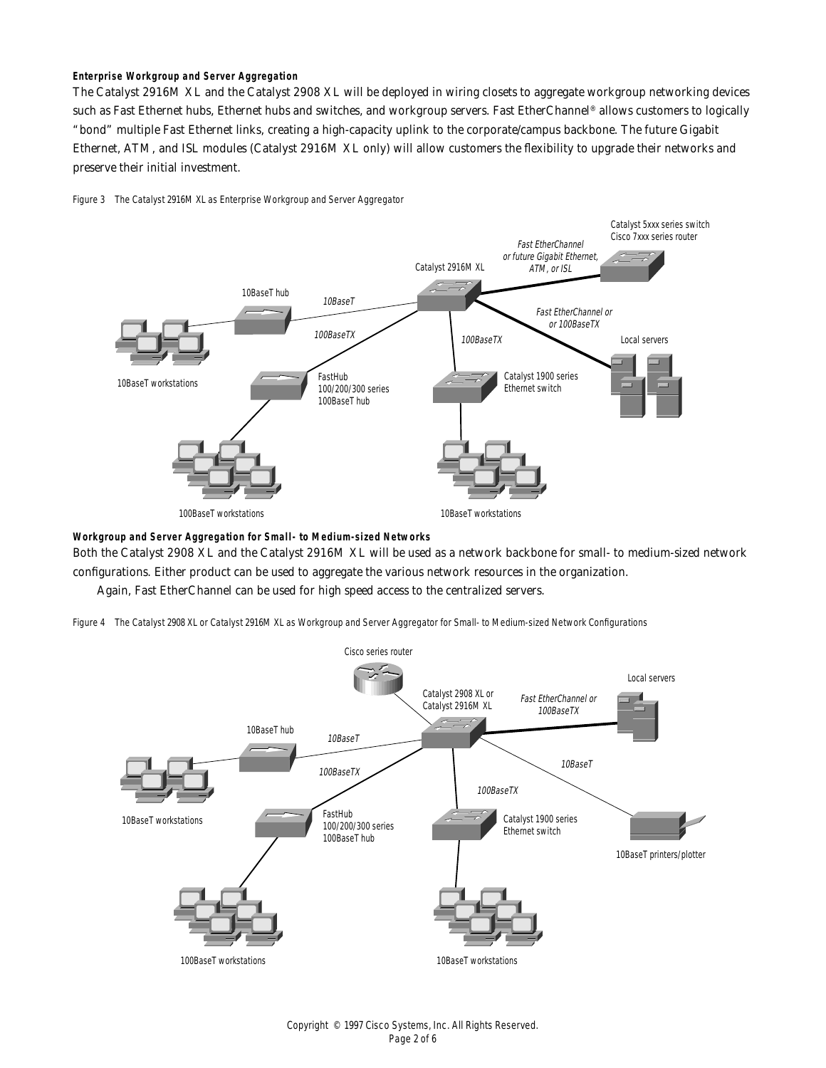**Enterprise Workgroup and Server Aggregation**

The Catalyst 2916M XL and the Catalyst 2908 XL will be deployed in wiring closets to aggregate workgroup networking devices such as Fast Ethernet hubs, Ethernet hubs and switches, and workgroup servers. Fast EtherChannel® allows customers to logically "bond" multiple Fast Ethernet links, creating a high-capacity uplink to the corporate/campus backbone. The future Gigabit Ethernet, ATM, and ISL modules (Catalyst 2916M XL only) will allow customers the flexibility to upgrade their networks and preserve their initial investment.

Figure 3 The Catalyst 2916M XL as Enterprise Workgroup and Server Aggregator

**Workgroup and Server Aggregation for Small- to Medium-sized Networks**

Both the Catalyst 2908 XL and the Catalyst 2916M XL will be used as a network backbone for small- to medium-sized network configurations. Either product can be used to aggregate the various network resources in the organization.

Again, Fast EtherChannel can be used for high speed access to the centralized servers.

Figure 4 The Catalyst 2908 XL or Catalyst 2916M XL as Workgroup and Server Aggregator for Small- to Medium-sized Network Configurations

Copyright © 1997 Cisco Systems, Inc. All Rights Reserved.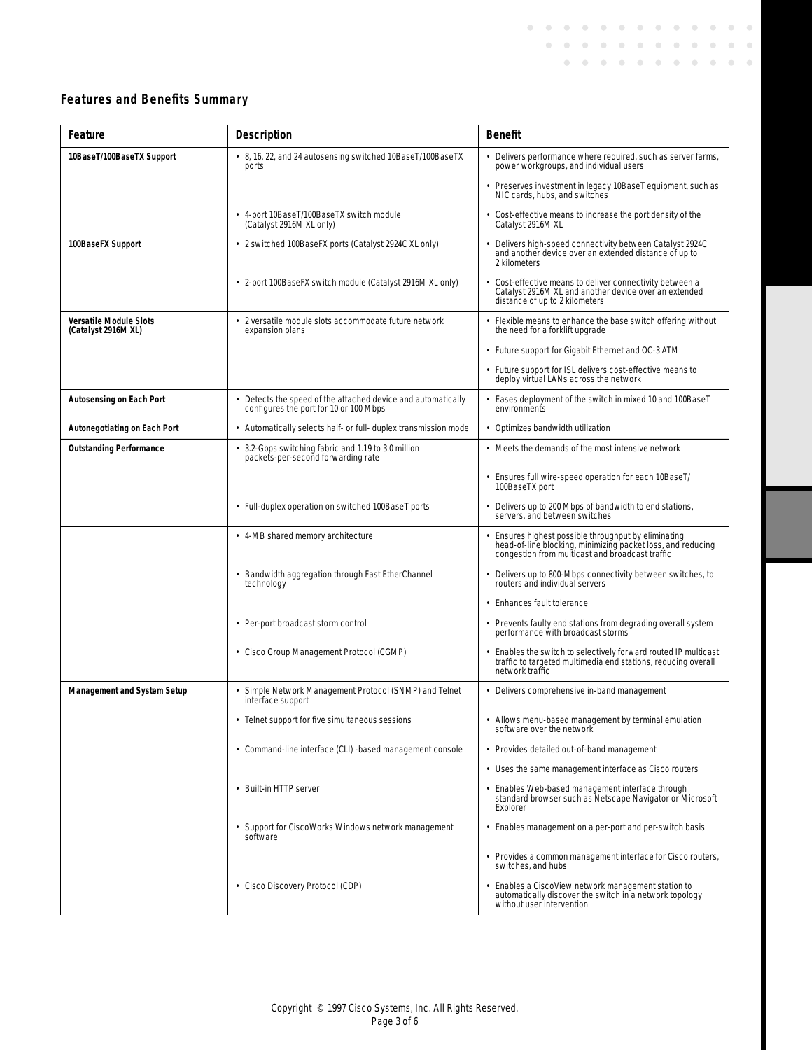## Features and Benefits Summary

| Feature | Description | Benefit |
|---|---|---|
| **10BaseT/100BaseTX Support** | • 8, 16, 22, and 24 autosensing switched 10BaseT/100BaseTX ports | • Delivers performance where required, such as server farms, power workgroups, and individual users |
| | | • Preserves investment in legacy 10BaseT equipment, such as NIC cards, hubs, and switches |
| | • 4-port 10BaseT/100BaseTX switch module (Catalyst 2916M XL only) | • Cost-effective means to increase the port density of the Catalyst 2916M XL |
| **100BaseFX Support** | • 2 switched 100BaseFX ports (Catalyst 2924C XL only) | • Delivers high-speed connectivity between Catalyst 2924C and another device over an extended distance of up to 2 kilometers |
| | • 2-port 100BaseFX switch module (Catalyst 2916M XL only) | • Cost-effective means to deliver connectivity between a Catalyst 2916M XL and another device over an extended distance of up to 2 kilometers |
| **Versatile Module Slots (Catalyst 2916M XL)** | • 2 versatile module slots accommodate future network expansion plans | • Flexible means to enhance the base switch offering without the need for a forklift upgrade |
| | | • Future support for Gigabit Ethernet and OC-3 ATM |
| | | • Future support for ISL delivers cost-effective means to deploy virtual LANs across the network |
| **Autosensing on Each Port** | • Detects the speed of the attached device and automatically configures the port for 10 or 100 Mbps | • Eases deployment of the switch in mixed 10 and 100BaseT environments |
| **Autonegotiating on Each Port** | • Automatically selects half- or full- duplex transmission mode | • Optimizes bandwidth utilization |
| **Outstanding Performance** | • 3.2-Gbps switching fabric and 1.19 to 3.0 million packets-per-second forwarding rate | • Meets the demands of the most intensive network |
| | | • Ensures full wire-speed operation for each 10BaseT/100BaseTX port |
| | • Full-duplex operation on switched 100BaseT ports | • Delivers up to 200 Mbps of bandwidth to end stations, servers, and between switches |
| | • 4-MB shared memory architecture | • Ensures highest possible throughput by eliminating head-of-line blocking, minimizing packet loss, and reducing congestion from multicast and broadcast traffic |
| | • Bandwidth aggregation through Fast EtherChannel technology | • Delivers up to 800-Mbps connectivity between switches, to routers and individual servers |
| | | • Enhances fault tolerance |
| | • Per-port broadcast storm control | • Prevents faulty end stations from degrading overall system performance with broadcast storms |
| | • Cisco Group Management Protocol (CGMP) | • Enables the switch to selectively forward routed IP multicast traffic to targeted multimedia end stations, reducing overall network traffic |
| **Management and System Setup** | • Simple Network Management Protocol (SNMP) and Telnet interface support | • Delivers comprehensive in-band management |
| | • Telnet support for five simultaneous sessions | • Allows menu-based management by terminal emulation software over the network |
| | • Command-line interface (CLI) -based management console | • Provides detailed out-of-band management |
| | | • Uses the same management interface as Cisco routers |
| | • Built-in HTTP server | • Enables Web-based management interface through standard browser such as Netscape Navigator or Microsoft Explorer |
| | • Support for CiscoWorks Windows network management software | • Enables management on a per-port and per-switch basis |
| | | • Provides a common management interface for Cisco routers, switches, and hubs |
| | • Cisco Discovery Protocol (CDP) | • Enables a CiscoView network management station to automatically discover the switch in a network topology without user intervention |

Copyright © 1997 Cisco Systems, Inc. All Rights Reserved.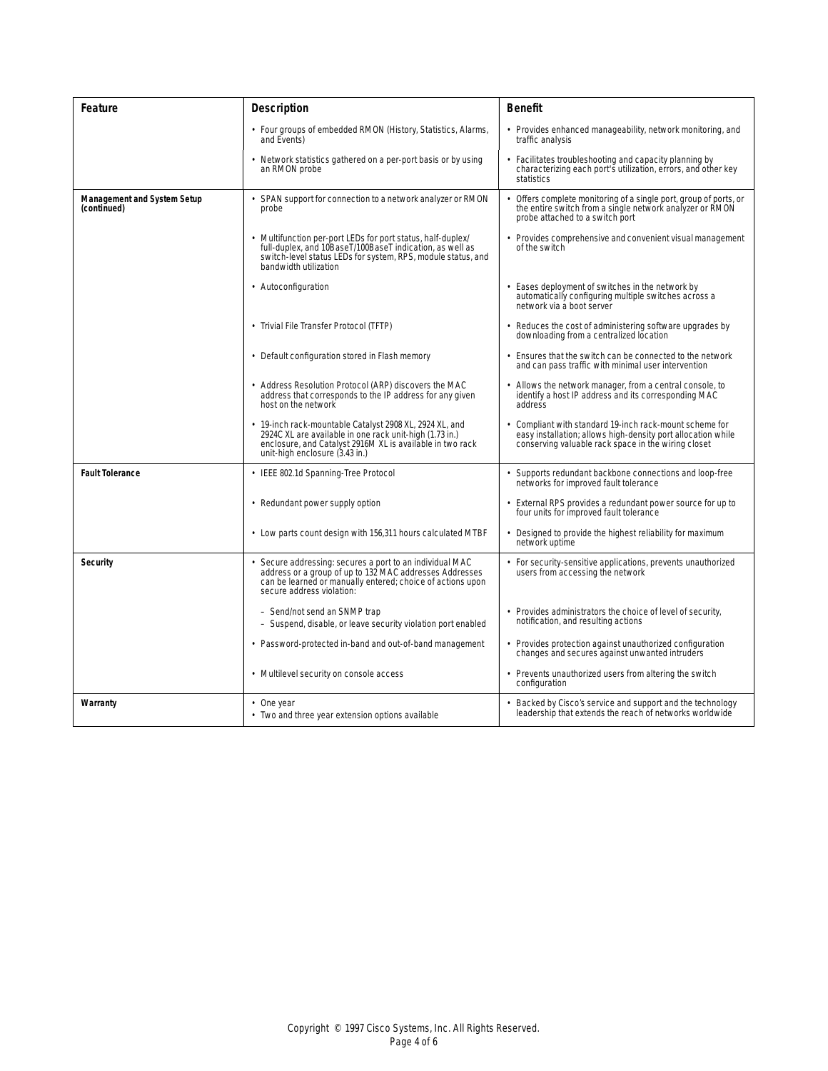| Feature | Description | Benefit |
|---|---|---|
| | • Four groups of embedded RMON (History, Statistics, Alarms, and Events) | • Provides enhanced manageability, network monitoring, and traffic analysis |
| | • Network statistics gathered on a per-port basis or by using an RMON probe | • Facilitates troubleshooting and capacity planning by characterizing each port's utilization, errors, and other key statistics |
| **Management and System Setup (continued)** | • SPAN support for connection to a network analyzer or RMON probe | • Offers complete monitoring of a single port, group of ports, or the entire switch from a single network analyzer or RMON probe attached to a switch port |
| | • Multifunction per-port LEDs for port status, half-duplex/ full-duplex, and 10BaseT/100BaseT indication, as well as switch-level status LEDs for system, RPS, module status, and bandwidth utilization | • Provides comprehensive and convenient visual management of the switch |
| | • Autoconfiguration | • Eases deployment of switches in the network by automatically configuring multiple switches across a network via a boot server |
| | • Trivial File Transfer Protocol (TFTP) | • Reduces the cost of administering software upgrades by downloading from a centralized location |
| | • Default configuration stored in Flash memory | • Ensures that the switch can be connected to the network and can pass traffic with minimal user intervention |
| | • Address Resolution Protocol (ARP) discovers the MAC address that corresponds to the IP address for any given host on the network | • Allows the network manager, from a central console, to identify a host IP address and its corresponding MAC address |
| | • 19-inch rack-mountable Catalyst 2908 XL, 2924 XL, and 2924C XL are available in one rack unit-high (1.73 in.) enclosure, and Catalyst 2916M XL is available in two rack unit-high enclosure (3.43 in.) | • Compliant with standard 19-inch rack-mount scheme for easy installation; allows high-density port allocation while conserving valuable rack space in the wiring closet |
| **Fault Tolerance** | • IEEE 802.1d Spanning-Tree Protocol | • Supports redundant backbone connections and loop-free networks for improved fault tolerance |
| | • Redundant power supply option | • External RPS provides a redundant power source for up to four units for improved fault tolerance |
| | • Low parts count design with 156,311 hours calculated MTBF | • Designed to provide the highest reliability for maximum network uptime |
| **Security** | • Secure addressing: secures a port to an individual MAC address or a group of up to 132 MAC addresses Addresses can be learned or manually entered; choice of actions upon secure address violation: | • For security-sensitive applications, prevents unauthorized users from accessing the network |
| | – Send/not send an SNMP trap<br>– Suspend, disable, or leave security violation port enabled | • Provides administrators the choice of level of security, notification, and resulting actions |
| | • Password-protected in-band and out-of-band management | • Provides protection against unauthorized configuration changes and secures against unwanted intruders |
| | • Multilevel security on console access | • Prevents unauthorized users from altering the switch configuration |
| **Warranty** | • One year<br>• Two and three year extension options available | • Backed by Cisco's service and support and the technology leadership that extends the reach of networks worldwide |

Copyright © 1997 Cisco Systems, Inc. All Rights Reserved.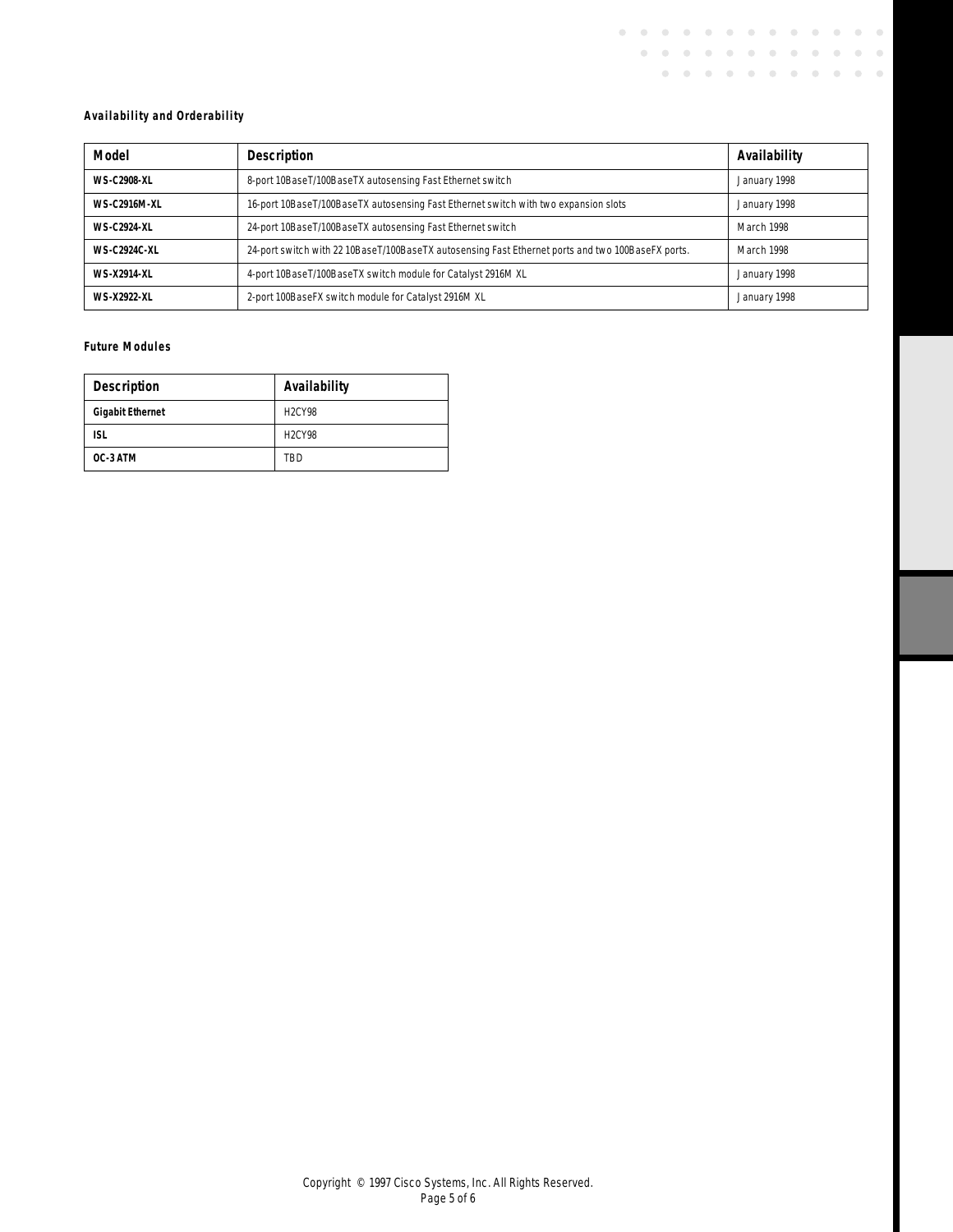### Availability and Orderability

| Model | Description | Availability |
|---|---|---|
| **WS-C2908-XL** | 8-port 10BaseT/100BaseTX autosensing Fast Ethernet switch | January 1998 |
| **WS-C2916M-XL** | 16-port 10BaseT/100BaseTX autosensing Fast Ethernet switch with two expansion slots | January 1998 |
| **WS-C2924-XL** | 24-port 10BaseT/100BaseTX autosensing Fast Ethernet switch | March 1998 |
| **WS-C2924C-XL** | 24-port switch with 22 10BaseT/100BaseTX autosensing Fast Ethernet ports and two 100BaseFX ports. | March 1998 |
| **WS-X2914-XL** | 4-port 10BaseT/100BaseTX switch module for Catalyst 2916M XL | January 1998 |
| **WS-X2922-XL** | 2-port 100BaseFX switch module for Catalyst 2916M XL | January 1998 |

### Future Modules

| Description | Availability |
|---|---|
| **Gigabit Ethernet** | H2CY98 |
| **ISL** | H2CY98 |
| **OC-3 ATM** | TBD |

Copyright © 1997 Cisco Systems, Inc. All Rights Reserved.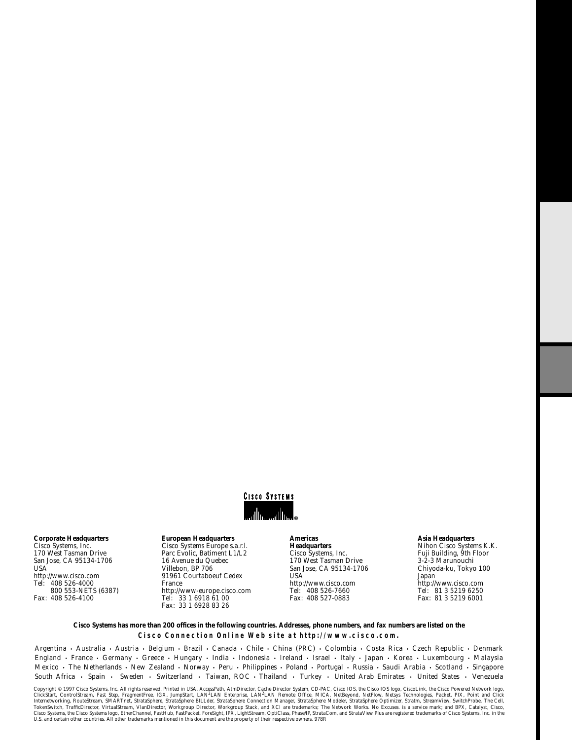CISCO SYSTEMS

**Corporate Headquarters**
Cisco Systems, Inc.
170 West Tasman Drive
San Jose, CA 95134-1706
USA
http://www.cisco.com
Tel: 408 526-4000
800 553-NETS (6387)
Fax: 408 526-4100

**European Headquarters**
Cisco Systems Europe s.a.r.l.
Parc Evolic, Batiment L1/L2
16 Avenue du Quebec
Villebon, BP 706
91961 Courtaboeuf Cedex
France
http://www-europe.cisco.com
Tel: 33 1 6918 61 00
Fax: 33 1 6928 83 26

**Americas Headquarters**
Cisco Systems, Inc.
170 West Tasman Drive
San Jose, CA 95134-1706
USA
http://www.cisco.com
Tel: 408 526-7660
Fax: 408 527-0883

**Asia Headquarters**
Nihon Cisco Systems K.K.
Fuji Building, 9th Floor
3-2-3 Marunouchi
Chiyoda-ku, Tokyo 100
Japan
http://www.cisco.com
Tel: 81 3 5219 6250
Fax: 81 3 5219 6001

**Cisco Systems has more than 200 offices in the following countries. Addresses, phone numbers, and fax numbers are listed on the Cisco Connection Online Web site at http://www.cisco.com.**

Argentina • Australia • Austria • Belgium • Brazil • Canada • Chile • China (PRC) • Colombia • Costa Rica • Czech Republic • Denmark England • France • Germany • Greece • Hungary • India • Indonesia • Ireland • Israel • Italy • Japan • Korea • Luxembourg • Malaysia Mexico • The Netherlands • New Zealand • Norway • Peru • Philippines • Poland • Portugal • Russia • Saudi Arabia • Scotland • Singapore South Africa • Spain • Sweden • Switzerland • Taiwan, ROC • Thailand • Turkey • United Arab Emirates • United States • Venezuela

Copyright © 1997 Cisco Systems, Inc. All rights reserved. Printed in USA. AccessPath, AtmDirector, Cache Director System, CD-PAC, Cisco IOS, the Cisco IOS logo, CiscoLink, the Cisco Powered Network logo, ClickStart, ControlStream, Fast Step, FragmentFree, IGX, JumpStart, LAN[2]LAN Enterprise, LAN[2]LAN Remote Office, MICA, NetBeyond, NetFlow, Netsys Technologies, Packet, PIX, Point and Click Internetworking, RouteStream, SMARTnet, StrataSphere, StrataSphere BILLder, StrataSphere Connection Manager, StrataSphere Modeler, StrataSphere Optimizer, Stratm, StreamView, SwitchProbe, The Cell, TokenSwitch, TrafficDirector, VirtualStream, VlanDirector, Workgroup Director, Workgroup Stack, and XCI are trademarks; The Network Works. No Excuses. is a service mark; and BPX, Catalyst, Cisco, Cisco Systems, the Cisco Systems logo, EtherChannel, FastHub, FastPacket, ForeSight, IPX, LightStream, OptiClass, Phase/IP, StrataCom, and StrataView Plus are registered trademarks of Cisco Systems, Inc. in the U.S. and certain other countries. All other trademarks mentioned in this document are the property of their respective owners. 978R